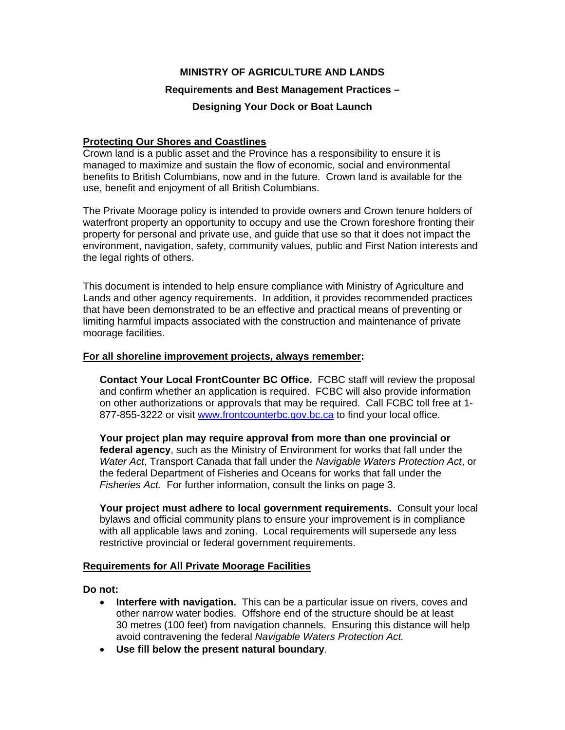**MINISTRY OF AGRICULTURE AND LANDS**

**Requirements and Best Management Practices –**

**Designing Your Dock or Boat Launch**

## Protecting Our Shores and Coastlines

Crown land is a public asset and the Province has a responsibility to ensure it is managed to maximize and sustain the flow of economic, social and environmental benefits to British Columbians, now and in the future. Crown land is available for the use, benefit and enjoyment of all British Columbians.

The Private Moorage policy is intended to provide owners and Crown tenure holders of waterfront property an opportunity to occupy and use the Crown foreshore fronting their property for personal and private use, and guide that use so that it does not impact the environment, navigation, safety, community values, public and First Nation interests and the legal rights of others.

This document is intended to help ensure compliance with Ministry of Agriculture and Lands and other agency requirements. In addition, it provides recommended practices that have been demonstrated to be an effective and practical means of preventing or limiting harmful impacts associated with the construction and maintenance of private moorage facilities.

## For all shoreline improvement projects, always remember:

**Contact Your Local FrontCounter BC Office.** FCBC staff will review the proposal and confirm whether an application is required. FCBC will also provide information on other authorizations or approvals that may be required. Call FCBC toll free at 1-877-855-3222 or visit [www.frontcounterbc.gov.bc.ca](http://www.frontcounterbc.gov.bc.ca) to find your local office.

**Your project plan may require approval from more than one provincial or federal agency**, such as the Ministry of Environment for works that fall under the *Water Act*, Transport Canada that fall under the *Navigable Waters Protection Act*, or the federal Department of Fisheries and Oceans for works that fall under the *Fisheries Act.* For further information, consult the links on page 3.

**Your project must adhere to local government requirements.** Consult your local bylaws and official community plans to ensure your improvement is in compliance with all applicable laws and zoning. Local requirements will supersede any less restrictive provincial or federal government requirements.

## Requirements for All Private Moorage Facilities

**Do not:**

- **Interfere with navigation.** This can be a particular issue on rivers, coves and other narrow water bodies. Offshore end of the structure should be at least 30 metres (100 feet) from navigation channels. Ensuring this distance will help avoid contravening the federal *Navigable Waters Protection Act.*
- **Use fill below the present natural boundary**.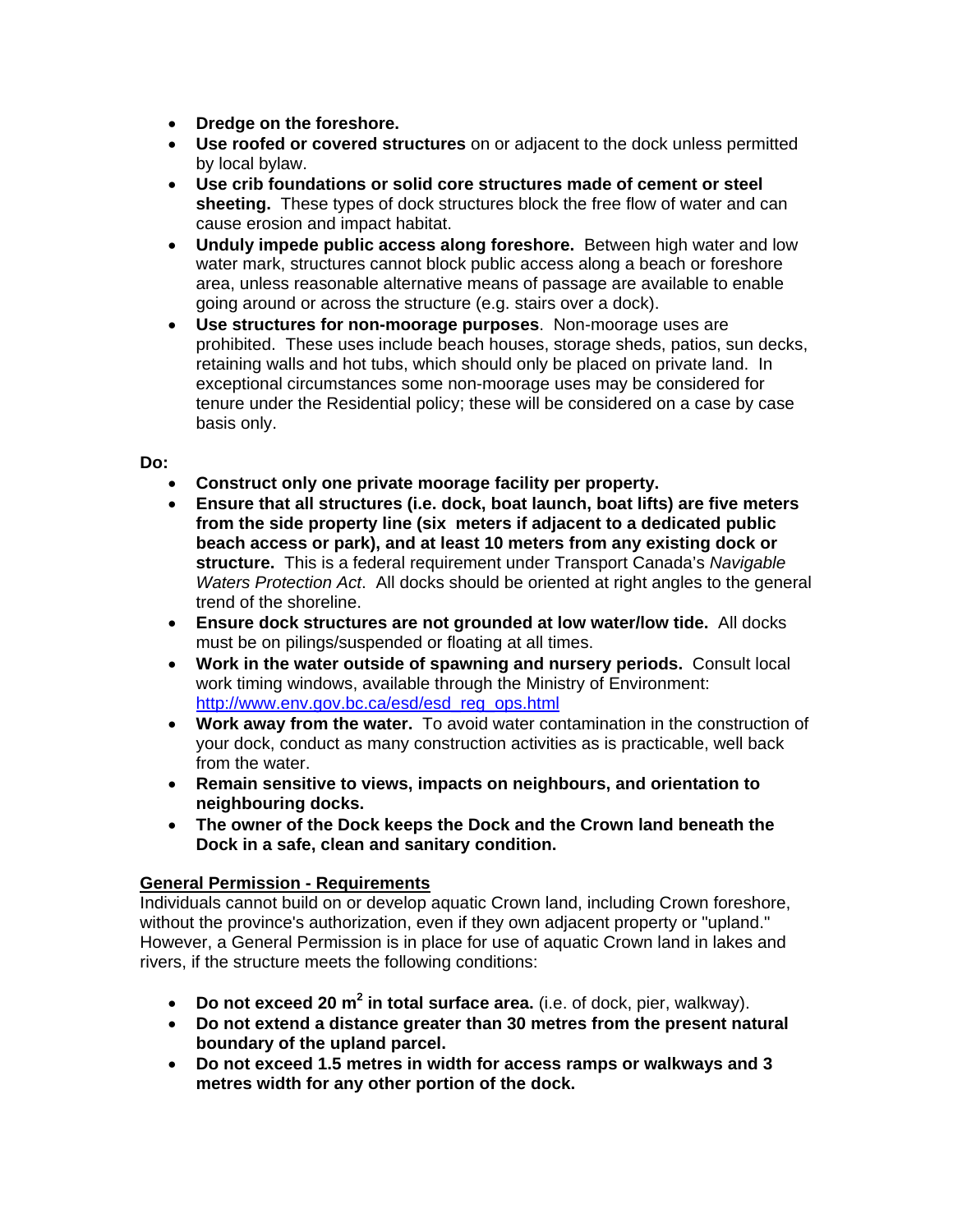- **Dredge on the foreshore.**
- **Use roofed or covered structures** on or adjacent to the dock unless permitted by local bylaw.
- **Use crib foundations or solid core structures made of cement or steel sheeting.** These types of dock structures block the free flow of water and can cause erosion and impact habitat.
- **Unduly impede public access along foreshore.** Between high water and low water mark, structures cannot block public access along a beach or foreshore area, unless reasonable alternative means of passage are available to enable going around or across the structure (e.g. stairs over a dock).
- **Use structures for non-moorage purposes**. Non-moorage uses are prohibited. These uses include beach houses, storage sheds, patios, sun decks, retaining walls and hot tubs, which should only be placed on private land. In exceptional circumstances some non-moorage uses may be considered for tenure under the Residential policy; these will be considered on a case by case basis only.

**Do:**

- **Construct only one private moorage facility per property.**
- **Ensure that all structures (i.e. dock, boat launch, boat lifts) are five meters from the side property line (six meters if adjacent to a dedicated public beach access or park), and at least 10 meters from any existing dock or structure.** This is a federal requirement under Transport Canada's *Navigable Waters Protection Act*. All docks should be oriented at right angles to the general trend of the shoreline.
- **Ensure dock structures are not grounded at low water/low tide.** All docks must be on pilings/suspended or floating at all times.
- **Work in the water outside of spawning and nursery periods.** Consult local work timing windows, available through the Ministry of Environment: http://www.env.gov.bc.ca/esd/esd_reg_ops.html
- **Work away from the water.** To avoid water contamination in the construction of your dock, conduct as many construction activities as is practicable, well back from the water.
- **Remain sensitive to views, impacts on neighbours, and orientation to neighbouring docks.**
- **The owner of the Dock keeps the Dock and the Crown land beneath the Dock in a safe, clean and sanitary condition.**

**General Permission - Requirements**

Individuals cannot build on or develop aquatic Crown land, including Crown foreshore, without the province's authorization, even if they own adjacent property or "upland." However, a General Permission is in place for use of aquatic Crown land in lakes and rivers, if the structure meets the following conditions:

- **Do not exceed 20 $m^2$ in total surface area.** (i.e. of dock, pier, walkway).
- **Do not extend a distance greater than 30 metres from the present natural boundary of the upland parcel.**
- **Do not exceed 1.5 metres in width for access ramps or walkways and 3 metres width for any other portion of the dock.**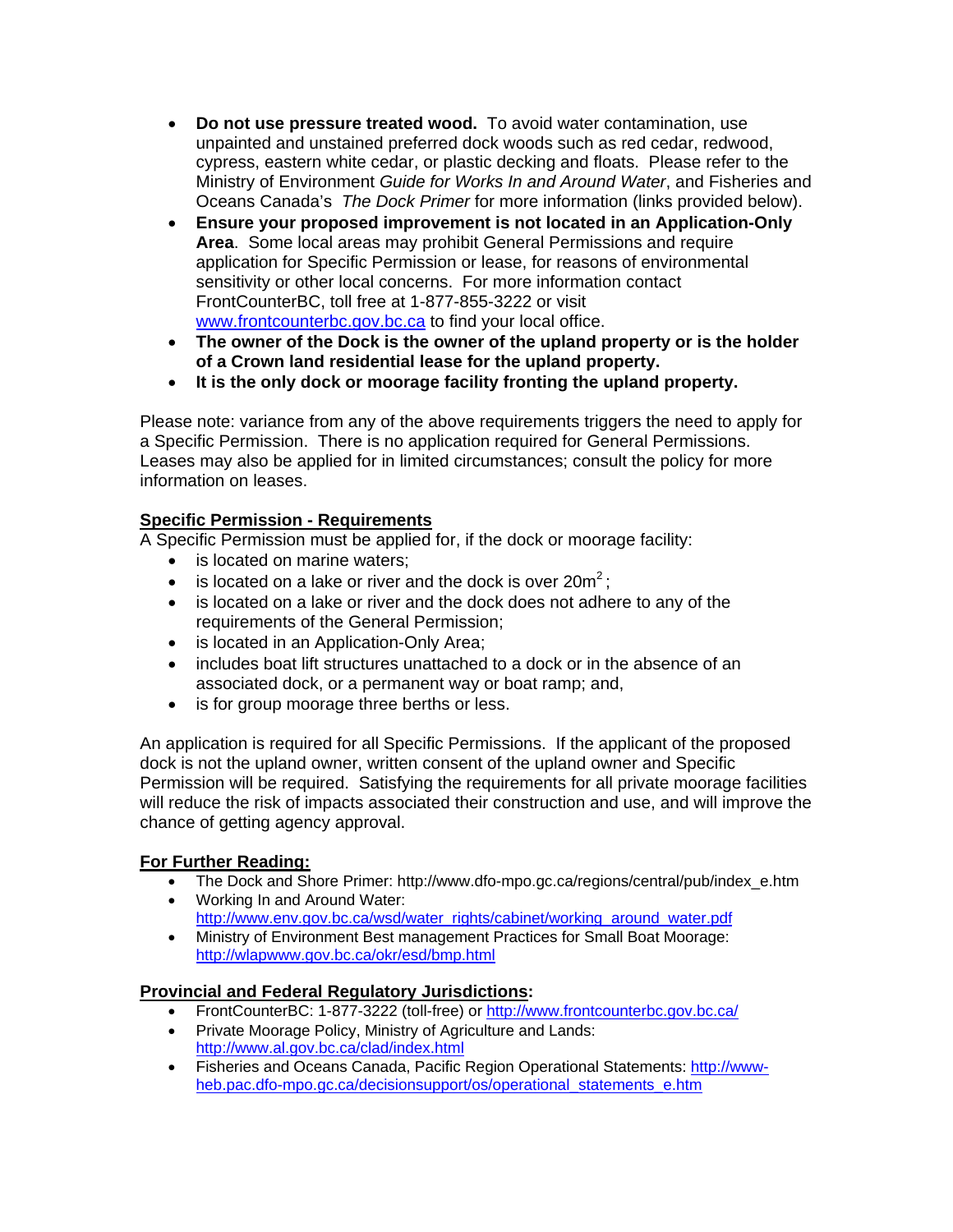- **Do not use pressure treated wood.** To avoid water contamination, use unpainted and unstained preferred dock woods such as red cedar, redwood, cypress, eastern white cedar, or plastic decking and floats. Please refer to the Ministry of Environment *Guide for Works In and Around Water*, and Fisheries and Oceans Canada's *The Dock Primer* for more information (links provided below).
- **Ensure your proposed improvement is not located in an Application-Only Area**. Some local areas may prohibit General Permissions and require application for Specific Permission or lease, for reasons of environmental sensitivity or other local concerns. For more information contact FrontCounterBC, toll free at 1-877-855-3222 or visit www.frontcounterbc.gov.bc.ca to find your local office.
- **The owner of the Dock is the owner of the upland property or is the holder of a Crown land residential lease for the upland property.**
- **It is the only dock or moorage facility fronting the upland property.**

Please note: variance from any of the above requirements triggers the need to apply for a Specific Permission. There is no application required for General Permissions. Leases may also be applied for in limited circumstances; consult the policy for more information on leases.

## Specific Permission - Requirements

A Specific Permission must be applied for, if the dock or moorage facility:

- is located on marine waters;
- is located on a lake or river and the dock is over $20m^2$;
- is located on a lake or river and the dock does not adhere to any of the requirements of the General Permission;
- is located in an Application-Only Area;
- includes boat lift structures unattached to a dock or in the absence of an associated dock, or a permanent way or boat ramp; and,
- is for group moorage three berths or less.

An application is required for all Specific Permissions. If the applicant of the proposed dock is not the upland owner, written consent of the upland owner and Specific Permission will be required. Satisfying the requirements for all private moorage facilities will reduce the risk of impacts associated their construction and use, and will improve the chance of getting agency approval.

## For Further Reading:

- The Dock and Shore Primer: http://www.dfo-mpo.gc.ca/regions/central/pub/index_e.htm
- Working In and Around Water: http://www.env.gov.bc.ca/wsd/water_rights/cabinet/working_around_water.pdf
- Ministry of Environment Best management Practices for Small Boat Moorage: http://wlapwww.gov.bc.ca/okr/esd/bmp.html

## Provincial and Federal Regulatory Jurisdictions:

- FrontCounterBC: 1-877-3222 (toll-free) or http://www.frontcounterbc.gov.bc.ca/
- Private Moorage Policy, Ministry of Agriculture and Lands: http://www.al.gov.bc.ca/clad/index.html
- Fisheries and Oceans Canada, Pacific Region Operational Statements: http://www-heb.pac.dfo-mpo.gc.ca/decisionsupport/os/operational_statements_e.htm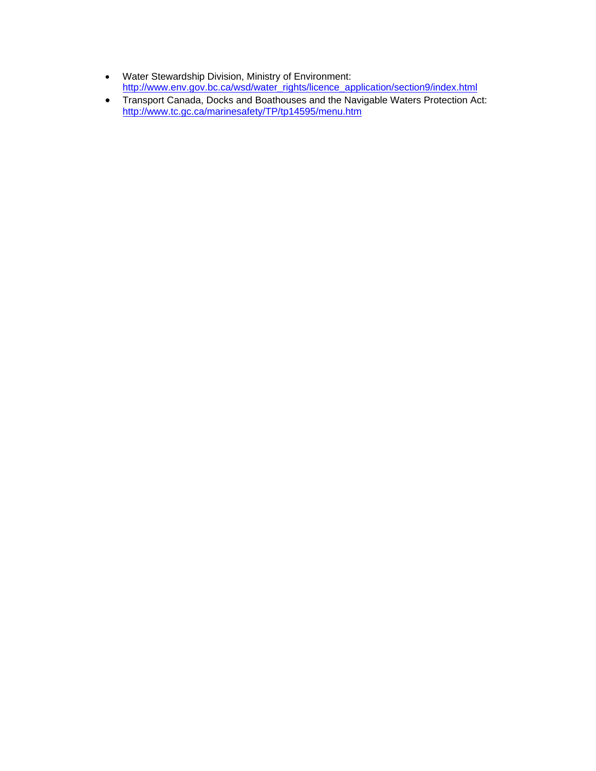- Water Stewardship Division, Ministry of Environment: http://www.env.gov.bc.ca/wsd/water_rights/licence_application/section9/index.html
- Transport Canada, Docks and Boathouses and the Navigable Waters Protection Act: http://www.tc.gc.ca/marinesafety/TP/tp14595/menu.htm